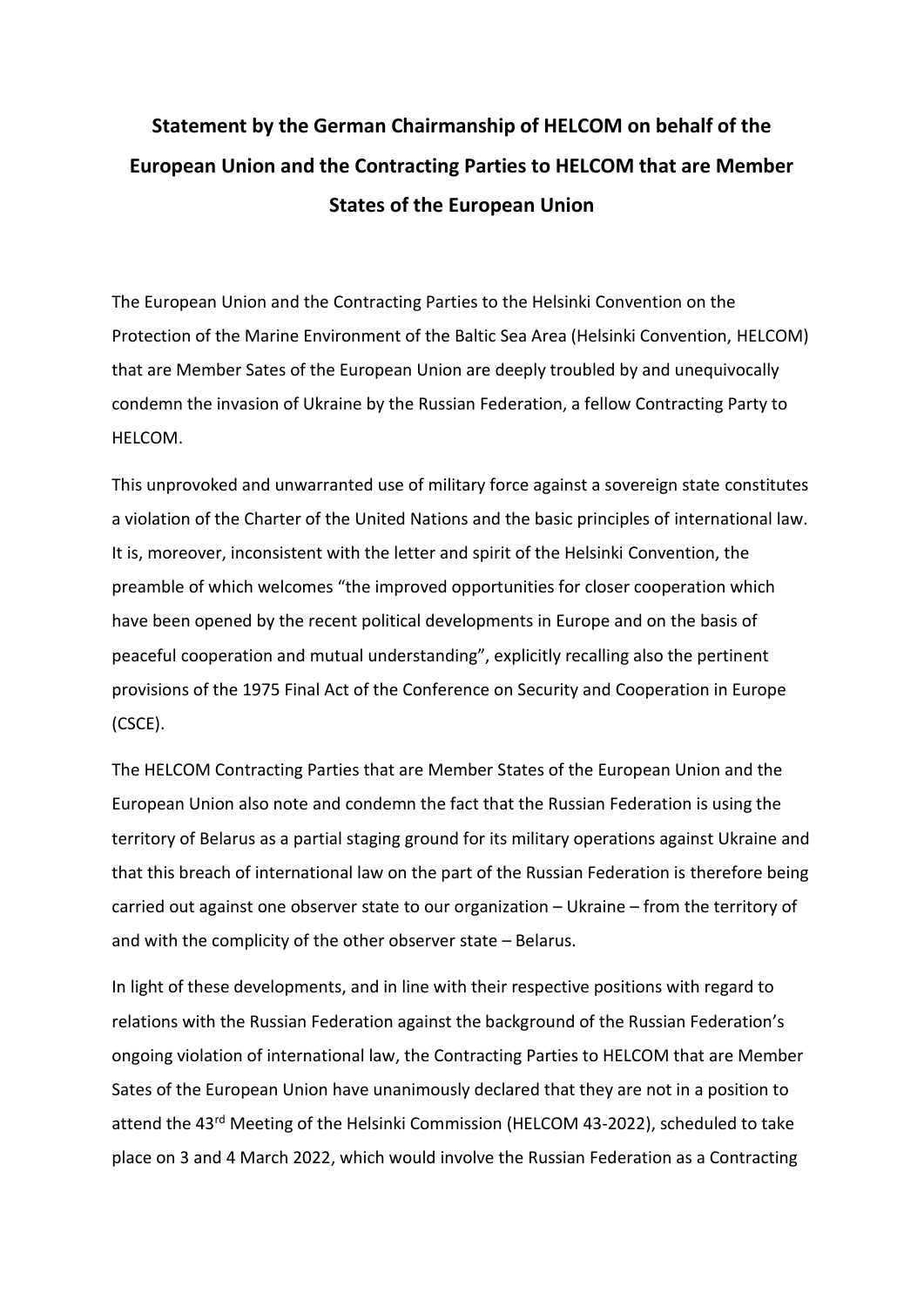# Statement by the German Chairmanship of HELCOM on behalf of the European Union and the Contracting Parties to HELCOM that are Member States of the European Union

The European Union and the Contracting Parties to the Helsinki Convention on the Protection of the Marine Environment of the Baltic Sea Area (Helsinki Convention, HELCOM) that are Member Sates of the European Union are deeply troubled by and unequivocally condemn the invasion of Ukraine by the Russian Federation, a fellow Contracting Party to HELCOM.

This unprovoked and unwarranted use of military force against a sovereign state constitutes a violation of the Charter of the United Nations and the basic principles of international law. It is, moreover, inconsistent with the letter and spirit of the Helsinki Convention, the preamble of which welcomes "the improved opportunities for closer cooperation which have been opened by the recent political developments in Europe and on the basis of peaceful cooperation and mutual understanding", explicitly recalling also the pertinent provisions of the 1975 Final Act of the Conference on Security and Cooperation in Europe (CSCE).

The HELCOM Contracting Parties that are Member States of the European Union and the European Union also note and condemn the fact that the Russian Federation is using the territory of Belarus as a partial staging ground for its military operations against Ukraine and that this breach of international law on the part of the Russian Federation is therefore being carried out against one observer state to our organization – Ukraine – from the territory of and with the complicity of the other observer state – Belarus.

In light of these developments, and in line with their respective positions with regard to relations with the Russian Federation against the background of the Russian Federation's ongoing violation of international law, the Contracting Parties to HELCOM that are Member Sates of the European Union have unanimously declared that they are not in a position to attend the 43rd Meeting of the Helsinki Commission (HELCOM 43-2022), scheduled to take place on 3 and 4 March 2022, which would involve the Russian Federation as a Contracting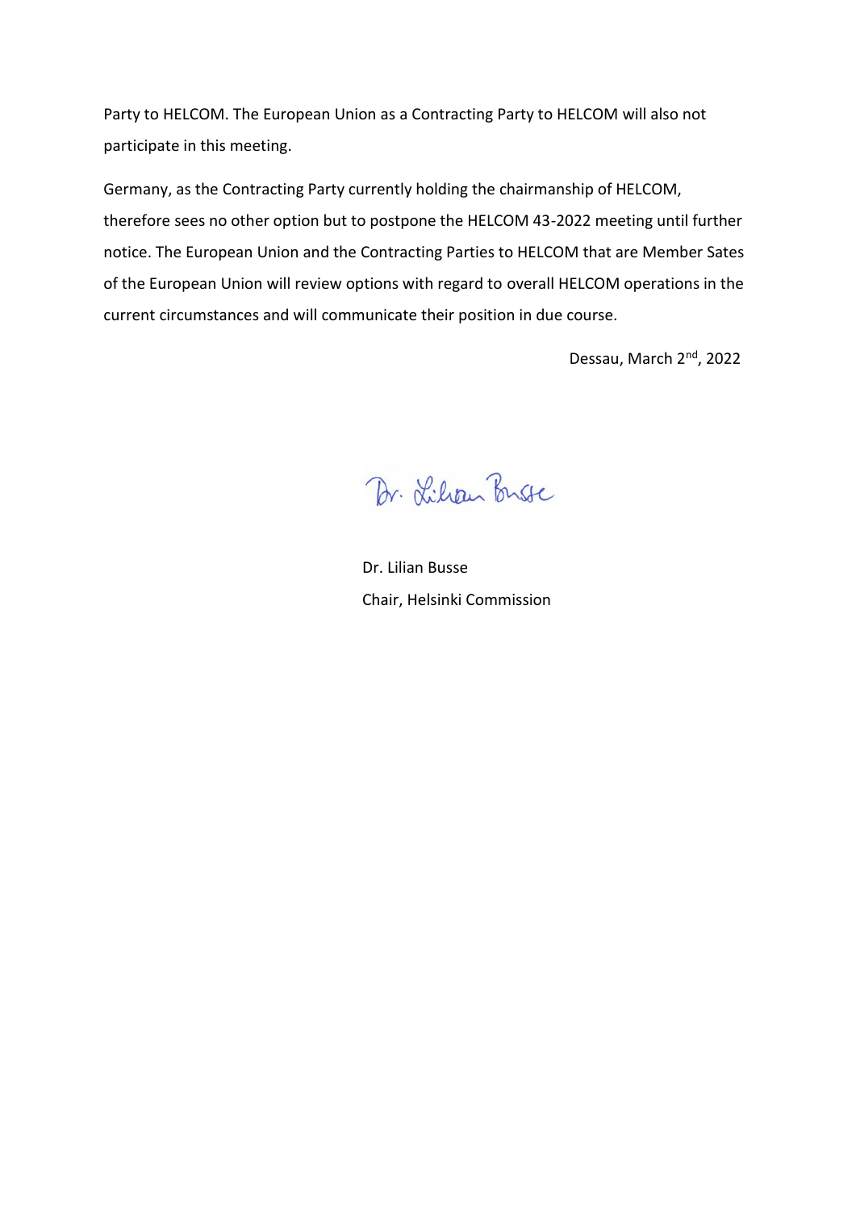Party to HELCOM. The European Union as a Contracting Party to HELCOM will also not participate in this meeting.

Germany, as the Contracting Party currently holding the chairmanship of HELCOM, therefore sees no other option but to postpone the HELCOM 43-2022 meeting until further notice. The European Union and the Contracting Parties to HELCOM that are Member Sates of the European Union will review options with regard to overall HELCOM operations in the current circumstances and will communicate their position in due course.

Dessau, March 2nd, 2022

Dr. Lilian Busse

Dr. Lilian Busse  
Chair, Helsinki Commission